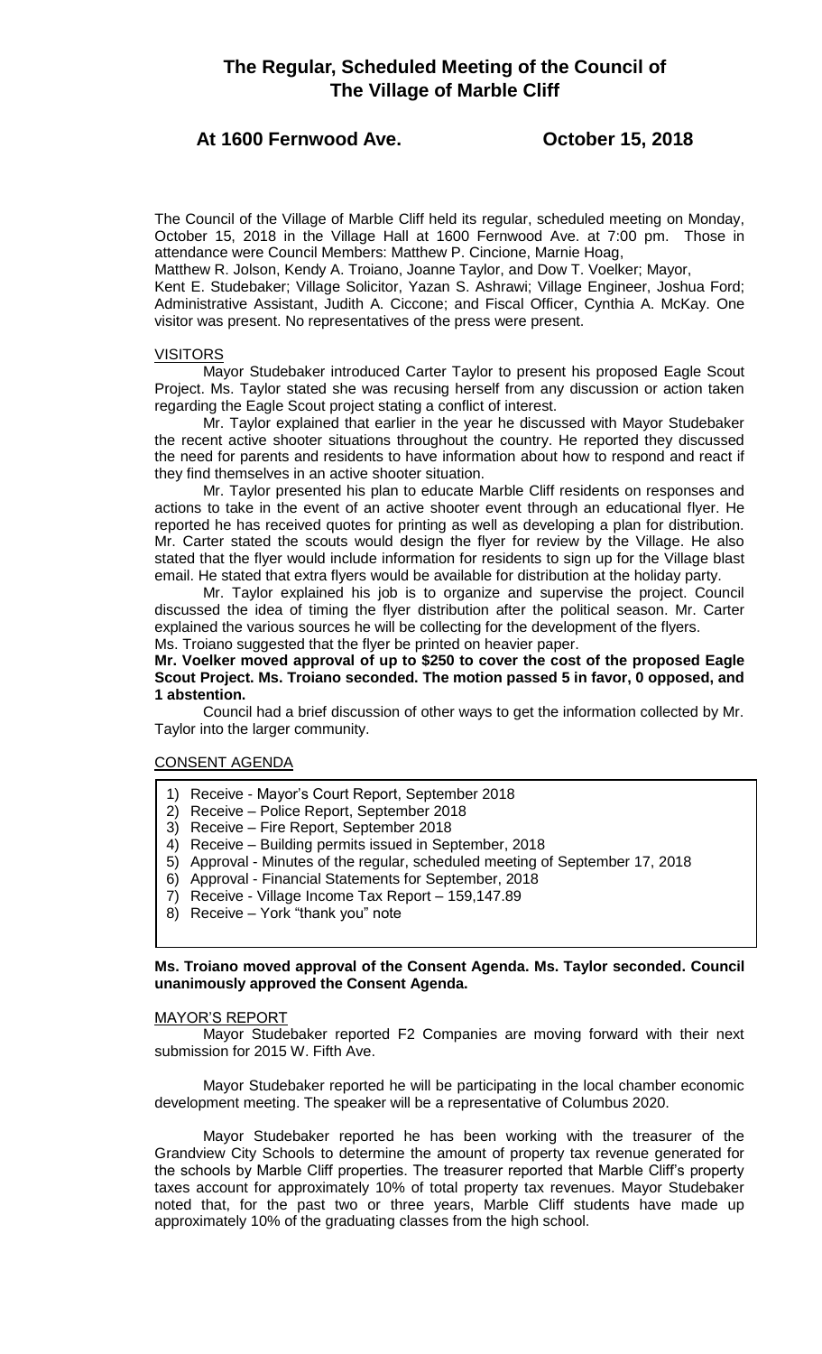# The Regular, Scheduled Meeting of the Council of The Village of Marble Cliff

## At 1600 Fernwood Ave. October 15, 2018

The Council of the Village of Marble Cliff held its regular, scheduled meeting on Monday, October 15, 2018 in the Village Hall at 1600 Fernwood Ave. at 7:00 pm. Those in attendance were Council Members: Matthew P. Cincione, Marnie Hoag, Matthew R. Jolson, Kendy A. Troiano, Joanne Taylor, and Dow T. Voelker; Mayor, Kent E. Studebaker; Village Solicitor, Yazan S. Ashrawi; Village Engineer, Joshua Ford; Administrative Assistant, Judith A. Ciccone; and Fiscal Officer, Cynthia A. McKay. One visitor was present. No representatives of the press were present.

VISITORS

Mayor Studebaker introduced Carter Taylor to present his proposed Eagle Scout Project. Ms. Taylor stated she was recusing herself from any discussion or action taken regarding the Eagle Scout project stating a conflict of interest.

Mr. Taylor explained that earlier in the year he discussed with Mayor Studebaker the recent active shooter situations throughout the country. He reported they discussed the need for parents and residents to have information about how to respond and react if they find themselves in an active shooter situation.

Mr. Taylor presented his plan to educate Marble Cliff residents on responses and actions to take in the event of an active shooter event through an educational flyer. He reported he has received quotes for printing as well as developing a plan for distribution. Mr. Carter stated the scouts would design the flyer for review by the Village. He also stated that the flyer would include information for residents to sign up for the Village blast email. He stated that extra flyers would be available for distribution at the holiday party.

Mr. Taylor explained his job is to organize and supervise the project. Council discussed the idea of timing the flyer distribution after the political season. Mr. Carter explained the various sources he will be collecting for the development of the flyers. Ms. Troiano suggested that the flyer be printed on heavier paper.

**Mr. Voelker moved approval of up to $250 to cover the cost of the proposed Eagle Scout Project. Ms. Troiano seconded. The motion passed 5 in favor, 0 opposed, and 1 abstention.**

Council had a brief discussion of other ways to get the information collected by Mr. Taylor into the larger community.

CONSENT AGENDA

1) Receive - Mayor's Court Report, September 2018
2) Receive – Police Report, September 2018
3) Receive – Fire Report, September 2018
4) Receive – Building permits issued in September, 2018
5) Approval - Minutes of the regular, scheduled meeting of September 17, 2018
6) Approval - Financial Statements for September, 2018
7) Receive - Village Income Tax Report – 159,147.89
8) Receive – York "thank you" note

**Ms. Troiano moved approval of the Consent Agenda. Ms. Taylor seconded. Council unanimously approved the Consent Agenda.**

MAYOR'S REPORT

Mayor Studebaker reported F2 Companies are moving forward with their next submission for 2015 W. Fifth Ave.

Mayor Studebaker reported he will be participating in the local chamber economic development meeting. The speaker will be a representative of Columbus 2020.

Mayor Studebaker reported he has been working with the treasurer of the Grandview City Schools to determine the amount of property tax revenue generated for the schools by Marble Cliff properties. The treasurer reported that Marble Cliff's property taxes account for approximately 10% of total property tax revenues. Mayor Studebaker noted that, for the past two or three years, Marble Cliff students have made up approximately 10% of the graduating classes from the high school.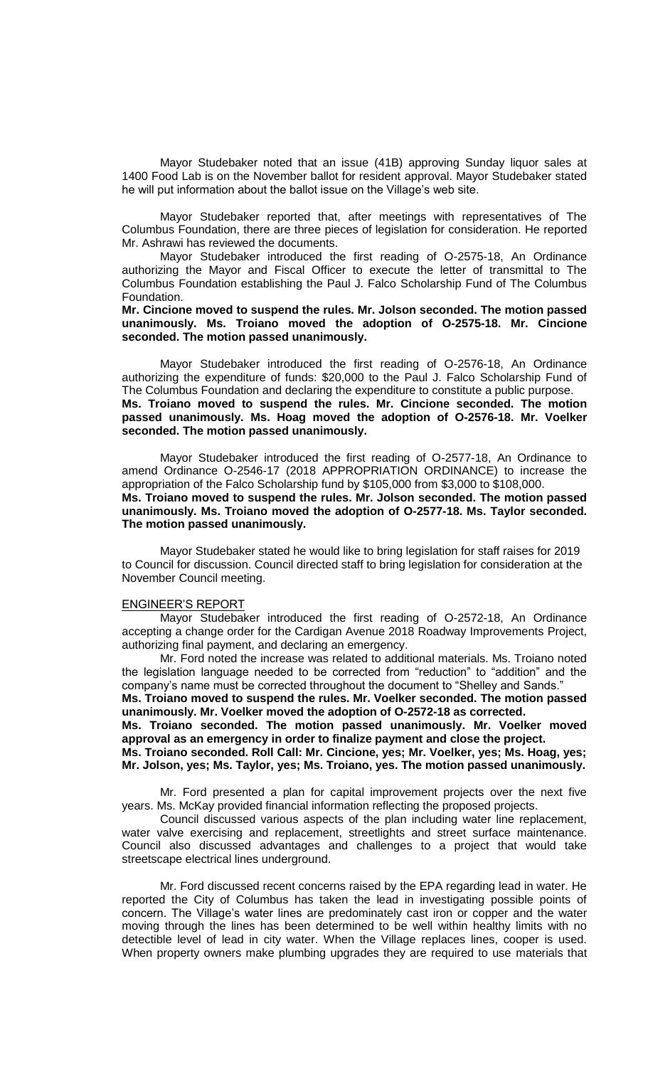Mayor Studebaker noted that an issue (41B) approving Sunday liquor sales at 1400 Food Lab is on the November ballot for resident approval. Mayor Studebaker stated he will put information about the ballot issue on the Village's web site.

Mayor Studebaker reported that, after meetings with representatives of The Columbus Foundation, there are three pieces of legislation for consideration. He reported Mr. Ashrawi has reviewed the documents.

Mayor Studebaker introduced the first reading of O-2575-18, An Ordinance authorizing the Mayor and Fiscal Officer to execute the letter of transmittal to The Columbus Foundation establishing the Paul J. Falco Scholarship Fund of The Columbus Foundation.

**Mr. Cincione moved to suspend the rules. Mr. Jolson seconded. The motion passed unanimously. Ms. Troiano moved the adoption of O-2575-18. Mr. Cincione seconded. The motion passed unanimously.**

Mayor Studebaker introduced the first reading of O-2576-18, An Ordinance authorizing the expenditure of funds: $20,000 to the Paul J. Falco Scholarship Fund of The Columbus Foundation and declaring the expenditure to constitute a public purpose.

**Ms. Troiano moved to suspend the rules. Mr. Cincione seconded. The motion passed unanimously. Ms. Hoag moved the adoption of O-2576-18. Mr. Voelker seconded. The motion passed unanimously.**

Mayor Studebaker introduced the first reading of O-2577-18, An Ordinance to amend Ordinance O-2546-17 (2018 APPROPRIATION ORDINANCE) to increase the appropriation of the Falco Scholarship fund by $105,000 from $3,000 to $108,000.

**Ms. Troiano moved to suspend the rules. Mr. Jolson seconded. The motion passed unanimously. Ms. Troiano moved the adoption of O-2577-18. Ms. Taylor seconded. The motion passed unanimously.**

Mayor Studebaker stated he would like to bring legislation for staff raises for 2019 to Council for discussion. Council directed staff to bring legislation for consideration at the November Council meeting.

## ENGINEER'S REPORT

Mayor Studebaker introduced the first reading of O-2572-18, An Ordinance accepting a change order for the Cardigan Avenue 2018 Roadway Improvements Project, authorizing final payment, and declaring an emergency.

Mr. Ford noted the increase was related to additional materials. Ms. Troiano noted the legislation language needed to be corrected from "reduction" to "addition" and the company's name must be corrected throughout the document to "Shelley and Sands."

**Ms. Troiano moved to suspend the rules. Mr. Voelker seconded. The motion passed unanimously. Mr. Voelker moved the adoption of O-2572-18 as corrected.**

**Ms. Troiano seconded. The motion passed unanimously. Mr. Voelker moved approval as an emergency in order to finalize payment and close the project.**

**Ms. Troiano seconded. Roll Call: Mr. Cincione, yes; Mr. Voelker, yes; Ms. Hoag, yes; Mr. Jolson, yes; Ms. Taylor, yes; Ms. Troiano, yes. The motion passed unanimously.**

Mr. Ford presented a plan for capital improvement projects over the next five years. Ms. McKay provided financial information reflecting the proposed projects.

Council discussed various aspects of the plan including water line replacement, water valve exercising and replacement, streetlights and street surface maintenance. Council also discussed advantages and challenges to a project that would take streetscape electrical lines underground.

Mr. Ford discussed recent concerns raised by the EPA regarding lead in water. He reported the City of Columbus has taken the lead in investigating possible points of concern. The Village's water lines are predominately cast iron or copper and the water moving through the lines has been determined to be well within healthy limits with no detectible level of lead in city water. When the Village replaces lines, cooper is used. When property owners make plumbing upgrades they are required to use materials that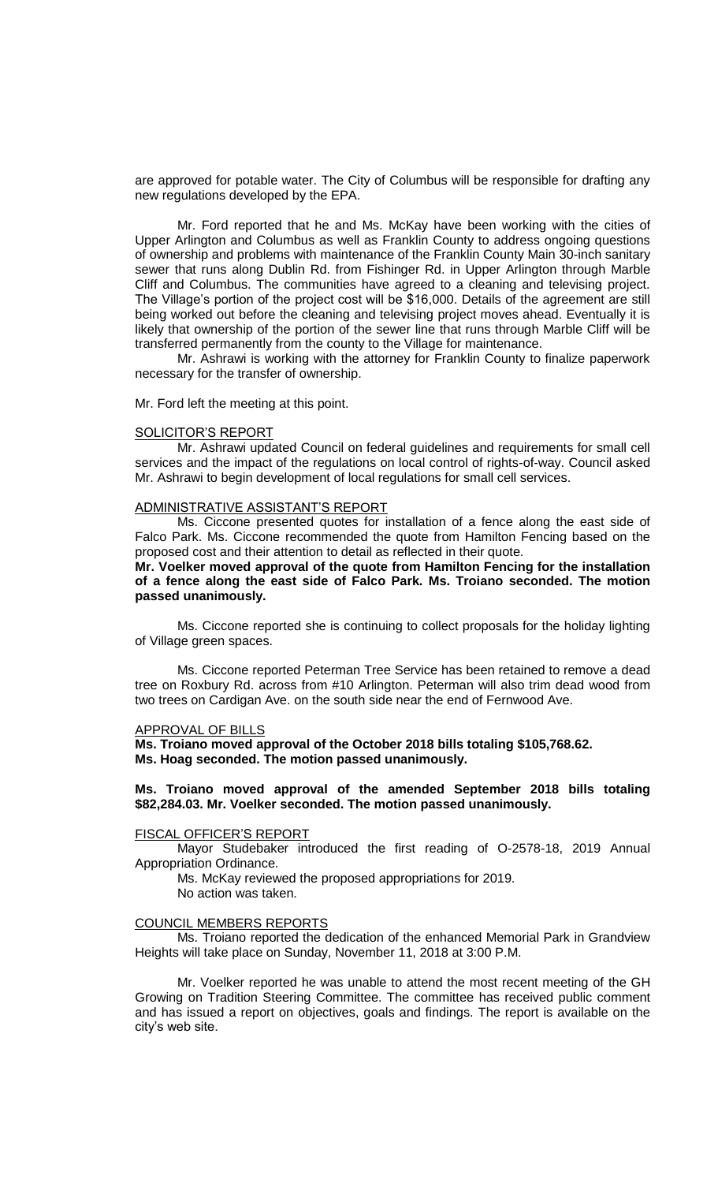are approved for potable water. The City of Columbus will be responsible for drafting any new regulations developed by the EPA.

Mr. Ford reported that he and Ms. McKay have been working with the cities of Upper Arlington and Columbus as well as Franklin County to address ongoing questions of ownership and problems with maintenance of the Franklin County Main 30-inch sanitary sewer that runs along Dublin Rd. from Fishinger Rd. in Upper Arlington through Marble Cliff and Columbus. The communities have agreed to a cleaning and televising project. The Village's portion of the project cost will be $16,000. Details of the agreement are still being worked out before the cleaning and televising project moves ahead. Eventually it is likely that ownership of the portion of the sewer line that runs through Marble Cliff will be transferred permanently from the county to the Village for maintenance.

Mr. Ashrawi is working with the attorney for Franklin County to finalize paperwork necessary for the transfer of ownership.

Mr. Ford left the meeting at this point.

SOLICITOR'S REPORT

Mr. Ashrawi updated Council on federal guidelines and requirements for small cell services and the impact of the regulations on local control of rights-of-way. Council asked Mr. Ashrawi to begin development of local regulations for small cell services.

ADMINISTRATIVE ASSISTANT'S REPORT

Ms. Ciccone presented quotes for installation of a fence along the east side of Falco Park. Ms. Ciccone recommended the quote from Hamilton Fencing based on the proposed cost and their attention to detail as reflected in their quote.

**Mr. Voelker moved approval of the quote from Hamilton Fencing for the installation of a fence along the east side of Falco Park. Ms. Troiano seconded. The motion passed unanimously.**

Ms. Ciccone reported she is continuing to collect proposals for the holiday lighting of Village green spaces.

Ms. Ciccone reported Peterman Tree Service has been retained to remove a dead tree on Roxbury Rd. across from #10 Arlington. Peterman will also trim dead wood from two trees on Cardigan Ave. on the south side near the end of Fernwood Ave.

APPROVAL OF BILLS

**Ms. Troiano moved approval of the October 2018 bills totaling $105,768.62. Ms. Hoag seconded. The motion passed unanimously.**

**Ms. Troiano moved approval of the amended September 2018 bills totaling $82,284.03. Mr. Voelker seconded. The motion passed unanimously.**

FISCAL OFFICER'S REPORT

Mayor Studebaker introduced the first reading of O-2578-18, 2019 Annual Appropriation Ordinance.

Ms. McKay reviewed the proposed appropriations for 2019.

No action was taken.

COUNCIL MEMBERS REPORTS

Ms. Troiano reported the dedication of the enhanced Memorial Park in Grandview Heights will take place on Sunday, November 11, 2018 at 3:00 P.M.

Mr. Voelker reported he was unable to attend the most recent meeting of the GH Growing on Tradition Steering Committee. The committee has received public comment and has issued a report on objectives, goals and findings. The report is available on the city's web site.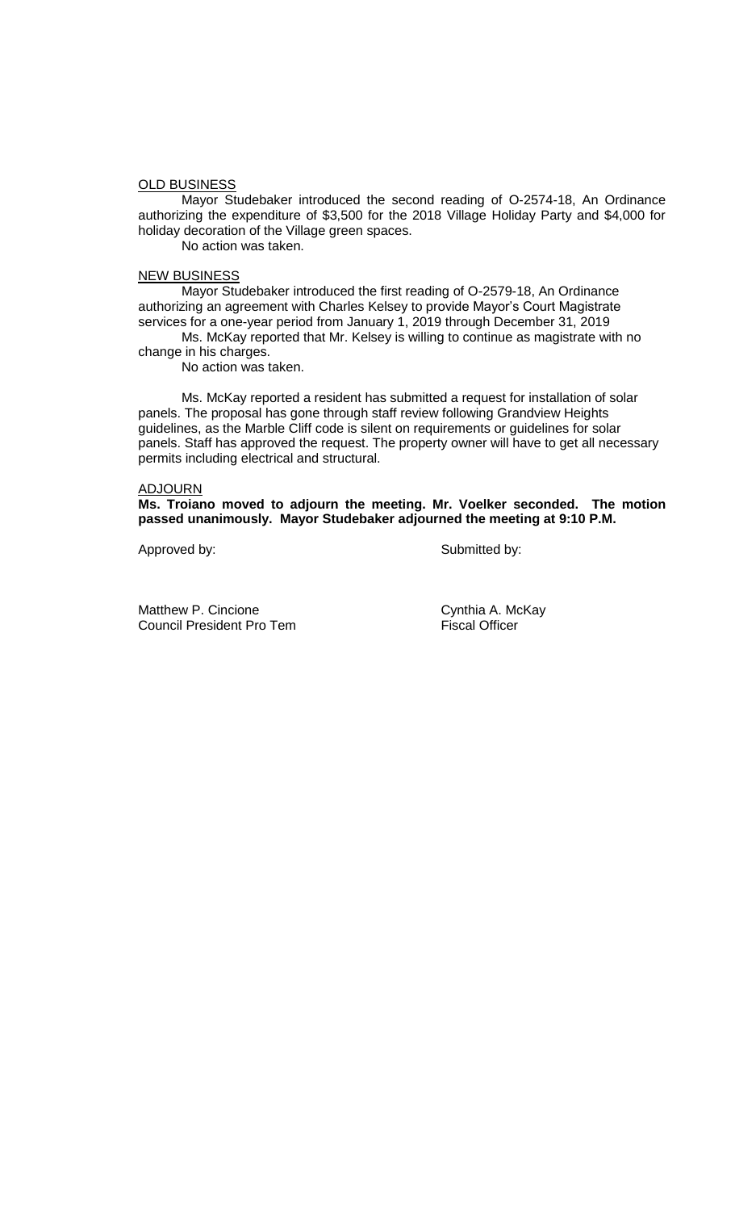OLD BUSINESS

Mayor Studebaker introduced the second reading of O-2574-18, An Ordinance authorizing the expenditure of $3,500 for the 2018 Village Holiday Party and $4,000 for holiday decoration of the Village green spaces.

No action was taken.

NEW BUSINESS

Mayor Studebaker introduced the first reading of O-2579-18, An Ordinance authorizing an agreement with Charles Kelsey to provide Mayor's Court Magistrate services for a one-year period from January 1, 2019 through December 31, 2019

Ms. McKay reported that Mr. Kelsey is willing to continue as magistrate with no change in his charges.

No action was taken.

Ms. McKay reported a resident has submitted a request for installation of solar panels. The proposal has gone through staff review following Grandview Heights guidelines, as the Marble Cliff code is silent on requirements or guidelines for solar panels. Staff has approved the request. The property owner will have to get all necessary permits including electrical and structural.

ADJOURN

**Ms. Troiano moved to adjourn the meeting. Mr. Voelker seconded. The motion passed unanimously. Mayor Studebaker adjourned the meeting at 9:10 P.M.**

Approved by: Submitted by:

Matthew P. Cincione
Council President Pro Tem

Cynthia A. McKay
Fiscal Officer